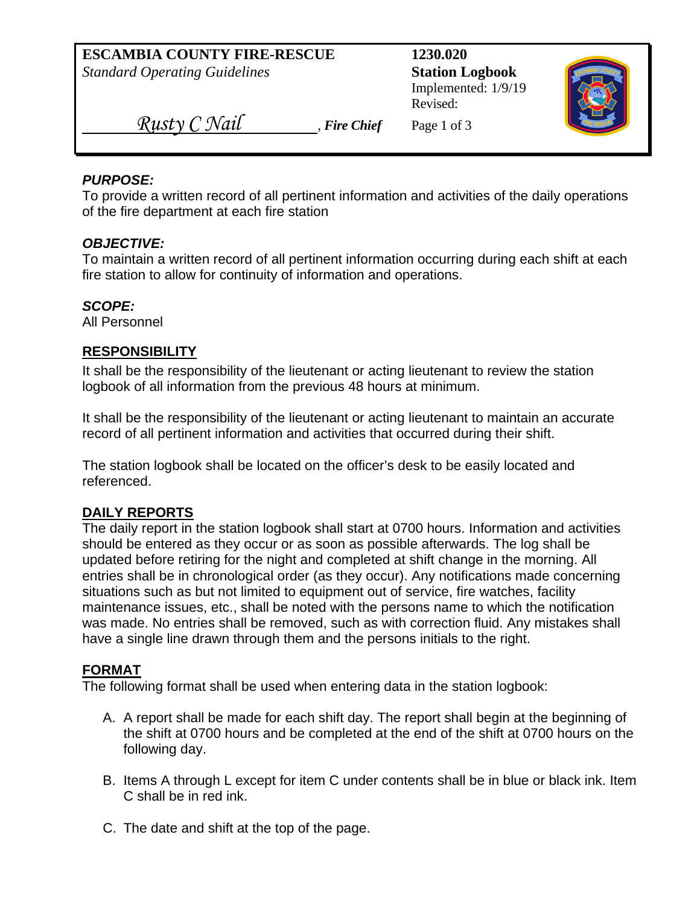**ESCAMBIA COUNTY FIRE-RESCUE**
*Standard Operating Guidelines*

Rusty C Nail, ***Fire Chief***

**1230.020**
**Station Logbook**
Implemented: 1/9/19
Revised:

### *PURPOSE:*

To provide a written record of all pertinent information and activities of the daily operations of the fire department at each fire station

### *OBJECTIVE:*

To maintain a written record of all pertinent information occurring during each shift at each fire station to allow for continuity of information and operations.

### *SCOPE:*

All Personnel

## RESPONSIBILITY

It shall be the responsibility of the lieutenant or acting lieutenant to review the station logbook of all information from the previous 48 hours at minimum.

It shall be the responsibility of the lieutenant or acting lieutenant to maintain an accurate record of all pertinent information and activities that occurred during their shift.

The station logbook shall be located on the officer's desk to be easily located and referenced.

## DAILY REPORTS

The daily report in the station logbook shall start at 0700 hours. Information and activities should be entered as they occur or as soon as possible afterwards. The log shall be updated before retiring for the night and completed at shift change in the morning. All entries shall be in chronological order (as they occur). Any notifications made concerning situations such as but not limited to equipment out of service, fire watches, facility maintenance issues, etc., shall be noted with the persons name to which the notification was made. No entries shall be removed, such as with correction fluid. Any mistakes shall have a single line drawn through them and the persons initials to the right.

## FORMAT

The following format shall be used when entering data in the station logbook:

A. A report shall be made for each shift day. The report shall begin at the beginning of the shift at 0700 hours and be completed at the end of the shift at 0700 hours on the following day.

B. Items A through L except for item C under contents shall be in blue or black ink. Item C shall be in red ink.

C. The date and shift at the top of the page.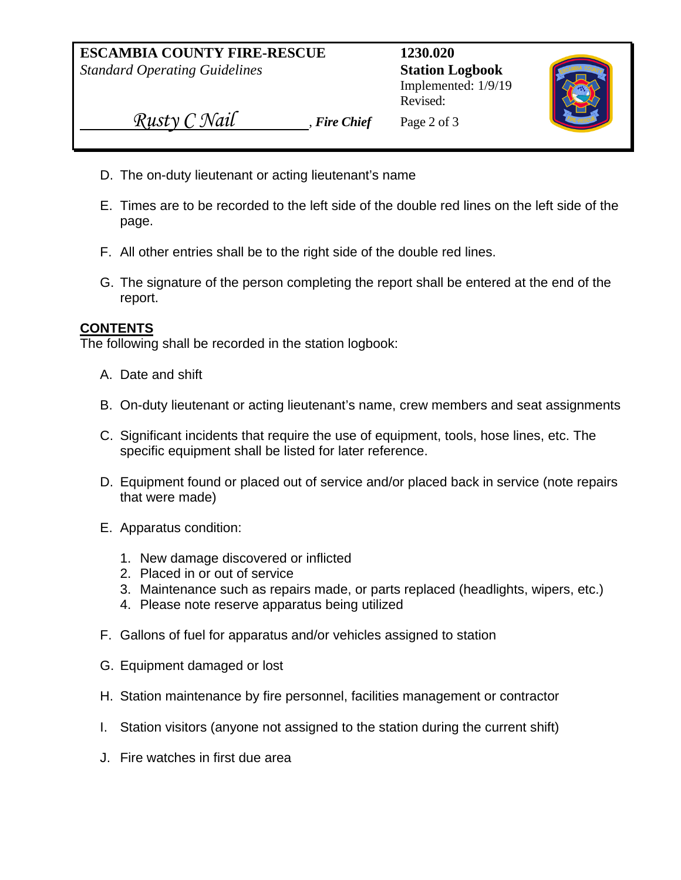D. The on-duty lieutenant or acting lieutenant's name

E. Times are to be recorded to the left side of the double red lines on the left side of the page.

F. All other entries shall be to the right side of the double red lines.

G. The signature of the person completing the report shall be entered at the end of the report.

## CONTENTS

The following shall be recorded in the station logbook:

A. Date and shift

B. On-duty lieutenant or acting lieutenant's name, crew members and seat assignments

C. Significant incidents that require the use of equipment, tools, hose lines, etc. The specific equipment shall be listed for later reference.

D. Equipment found or placed out of service and/or placed back in service (note repairs that were made)

E. Apparatus condition:

   1. New damage discovered or inflicted
   2. Placed in or out of service
   3. Maintenance such as repairs made, or parts replaced (headlights, wipers, etc.)
   4. Please note reserve apparatus being utilized

F. Gallons of fuel for apparatus and/or vehicles assigned to station

G. Equipment damaged or lost

H. Station maintenance by fire personnel, facilities management or contractor

I. Station visitors (anyone not assigned to the station during the current shift)

J. Fire watches in first due area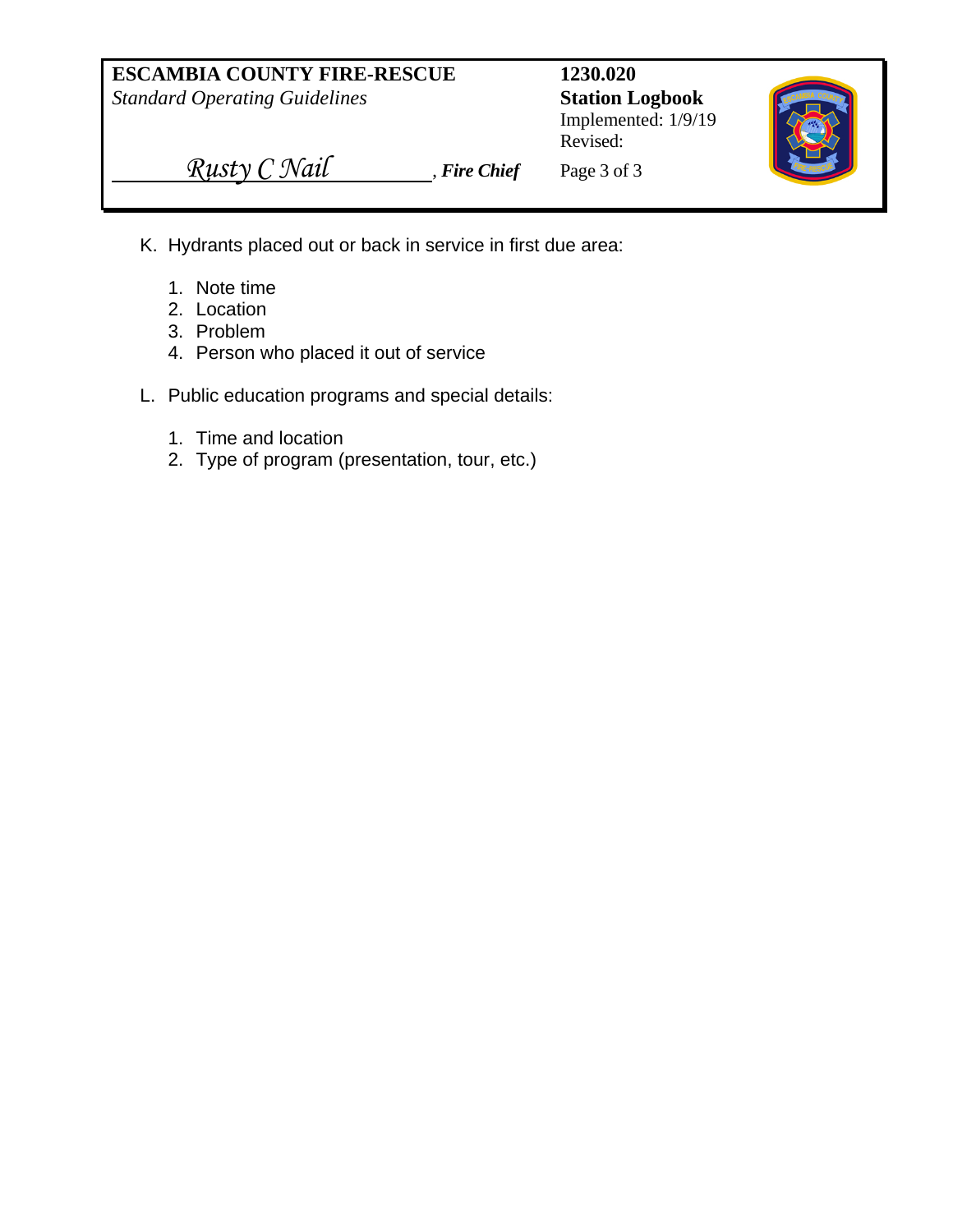K. Hydrants placed out or back in service in first due area:

   1. Note time
   2. Location
   3. Problem
   4. Person who placed it out of service

L. Public education programs and special details:

   1. Time and location
   2. Type of program (presentation, tour, etc.)